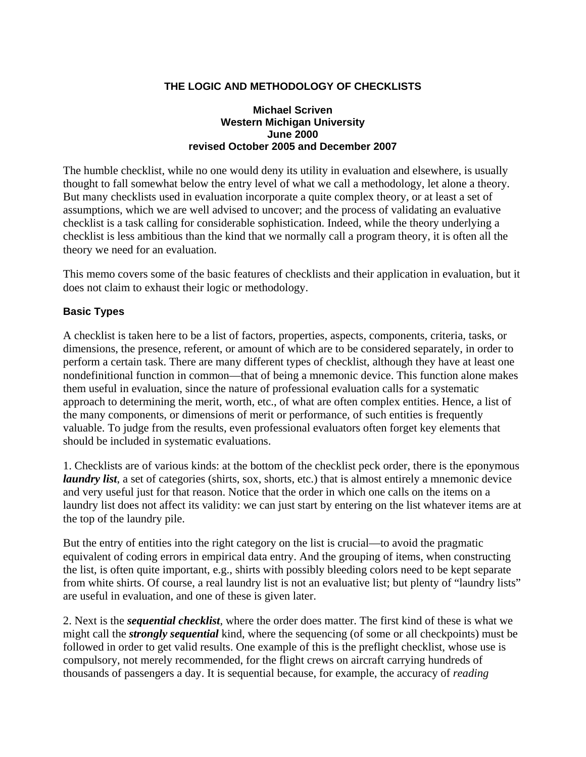# THE LOGIC AND METHODOLOGY OF CHECKLISTS

**Michael Scriven**
**Western Michigan University**
**June 2000**
**revised October 2005 and December 2007**

The humble checklist, while no one would deny its utility in evaluation and elsewhere, is usually thought to fall somewhat below the entry level of what we call a methodology, let alone a theory. But many checklists used in evaluation incorporate a quite complex theory, or at least a set of assumptions, which we are well advised to uncover; and the process of validating an evaluative checklist is a task calling for considerable sophistication. Indeed, while the theory underlying a checklist is less ambitious than the kind that we normally call a program theory, it is often all the theory we need for an evaluation.

This memo covers some of the basic features of checklists and their application in evaluation, but it does not claim to exhaust their logic or methodology.

## Basic Types

A checklist is taken here to be a list of factors, properties, aspects, components, criteria, tasks, or dimensions, the presence, referent, or amount of which are to be considered separately, in order to perform a certain task. There are many different types of checklist, although they have at least one nondefinitional function in common—that of being a mnemonic device. This function alone makes them useful in evaluation, since the nature of professional evaluation calls for a systematic approach to determining the merit, worth, etc., of what are often complex entities. Hence, a list of the many components, or dimensions of merit or performance, of such entities is frequently valuable. To judge from the results, even professional evaluators often forget key elements that should be included in systematic evaluations.

1. Checklists are of various kinds: at the bottom of the checklist peck order, there is the eponymous ***laundry list***, a set of categories (shirts, sox, shorts, etc.) that is almost entirely a mnemonic device and very useful just for that reason. Notice that the order in which one calls on the items on a laundry list does not affect its validity: we can just start by entering on the list whatever items are at the top of the laundry pile.

But the entry of entities into the right category on the list is crucial—to avoid the pragmatic equivalent of coding errors in empirical data entry. And the grouping of items, when constructing the list, is often quite important, e.g., shirts with possibly bleeding colors need to be kept separate from white shirts. Of course, a real laundry list is not an evaluative list; but plenty of "laundry lists" are useful in evaluation, and one of these is given later.

2. Next is the ***sequential checklist***, where the order does matter. The first kind of these is what we might call the ***strongly sequential*** kind, where the sequencing (of some or all checkpoints) must be followed in order to get valid results. One example of this is the preflight checklist, whose use is compulsory, not merely recommended, for the flight crews on aircraft carrying hundreds of thousands of passengers a day. It is sequential because, for example, the accuracy of *reading*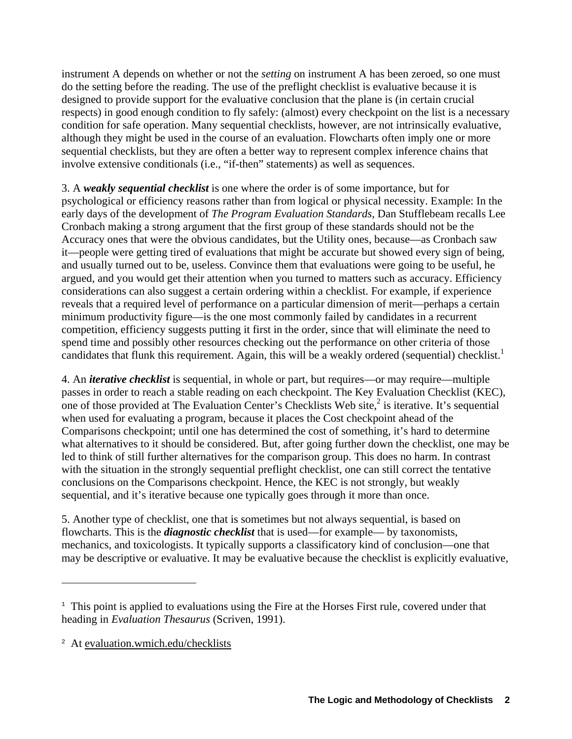instrument A depends on whether or not the *setting* on instrument A has been zeroed, so one must do the setting before the reading. The use of the preflight checklist is evaluative because it is designed to provide support for the evaluative conclusion that the plane is (in certain crucial respects) in good enough condition to fly safely: (almost) every checkpoint on the list is a necessary condition for safe operation. Many sequential checklists, however, are not intrinsically evaluative, although they might be used in the course of an evaluation. Flowcharts often imply one or more sequential checklists, but they are often a better way to represent complex inference chains that involve extensive conditionals (i.e., "if-then" statements) as well as sequences.

3. A ***weakly sequential checklist*** is one where the order is of some importance, but for psychological or efficiency reasons rather than from logical or physical necessity. Example: In the early days of the development of *The Program Evaluation Standards*, Dan Stufflebeam recalls Lee Cronbach making a strong argument that the first group of these standards should not be the Accuracy ones that were the obvious candidates, but the Utility ones, because—as Cronbach saw it—people were getting tired of evaluations that might be accurate but showed every sign of being, and usually turned out to be, useless. Convince them that evaluations were going to be useful, he argued, and you would get their attention when you turned to matters such as accuracy. Efficiency considerations can also suggest a certain ordering within a checklist. For example, if experience reveals that a required level of performance on a particular dimension of merit—perhaps a certain minimum productivity figure—is the one most commonly failed by candidates in a recurrent competition, efficiency suggests putting it first in the order, since that will eliminate the need to spend time and possibly other resources checking out the performance on other criteria of those candidates that flunk this requirement. Again, this will be a weakly ordered (sequential) checklist.[1]

4. An ***iterative checklist*** is sequential, in whole or part, but requires—or may require—multiple passes in order to reach a stable reading on each checkpoint. The Key Evaluation Checklist (KEC), one of those provided at The Evaluation Center's Checklists Web site,[2] is iterative. It's sequential when used for evaluating a program, because it places the Cost checkpoint ahead of the Comparisons checkpoint; until one has determined the cost of something, it's hard to determine what alternatives to it should be considered. But, after going further down the checklist, one may be led to think of still further alternatives for the comparison group. This does no harm. In contrast with the situation in the strongly sequential preflight checklist, one can still correct the tentative conclusions on the Comparisons checkpoint. Hence, the KEC is not strongly, but weakly sequential, and it's iterative because one typically goes through it more than once.

5. Another type of checklist, one that is sometimes but not always sequential, is based on flowcharts. This is the ***diagnostic checklist*** that is used—for example— by taxonomists, mechanics, and toxicologists. It typically supports a classificatory kind of conclusion—one that may be descriptive or evaluative. It may be evaluative because the checklist is explicitly evaluative,

---

[1] This point is applied to evaluations using the Fire at the Horses First rule, covered under that heading in *Evaluation Thesaurus* (Scriven, 1991).

[2] At evaluation.wmich.edu/checklists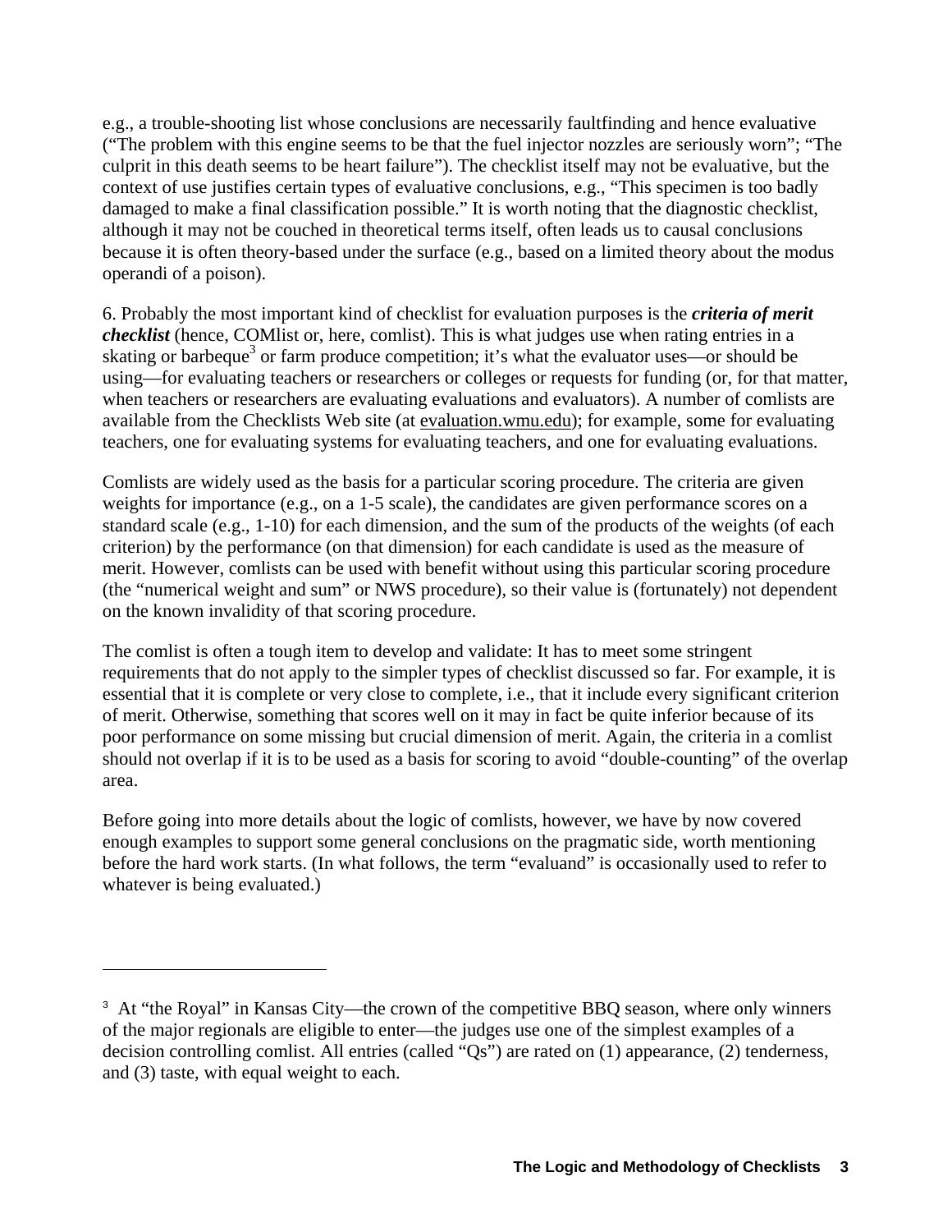e.g., a trouble-shooting list whose conclusions are necessarily faultfinding and hence evaluative ("The problem with this engine seems to be that the fuel injector nozzles are seriously worn"; "The culprit in this death seems to be heart failure"). The checklist itself may not be evaluative, but the context of use justifies certain types of evaluative conclusions, e.g., "This specimen is too badly damaged to make a final classification possible." It is worth noting that the diagnostic checklist, although it may not be couched in theoretical terms itself, often leads us to causal conclusions because it is often theory-based under the surface (e.g., based on a limited theory about the modus operandi of a poison).

6. Probably the most important kind of checklist for evaluation purposes is the ***criteria of merit checklist*** (hence, COMlist or, here, comlist). This is what judges use when rating entries in a skating or barbeque[3] or farm produce competition; it's what the evaluator uses—or should be using—for evaluating teachers or researchers or colleges or requests for funding (or, for that matter, when teachers or researchers are evaluating evaluations and evaluators). A number of comlists are available from the Checklists Web site (at evaluation.wmu.edu); for example, some for evaluating teachers, one for evaluating systems for evaluating teachers, and one for evaluating evaluations.

Comlists are widely used as the basis for a particular scoring procedure. The criteria are given weights for importance (e.g., on a 1-5 scale), the candidates are given performance scores on a standard scale (e.g., 1-10) for each dimension, and the sum of the products of the weights (of each criterion) by the performance (on that dimension) for each candidate is used as the measure of merit. However, comlists can be used with benefit without using this particular scoring procedure (the "numerical weight and sum" or NWS procedure), so their value is (fortunately) not dependent on the known invalidity of that scoring procedure.

The comlist is often a tough item to develop and validate: It has to meet some stringent requirements that do not apply to the simpler types of checklist discussed so far. For example, it is essential that it is complete or very close to complete, i.e., that it include every significant criterion of merit. Otherwise, something that scores well on it may in fact be quite inferior because of its poor performance on some missing but crucial dimension of merit. Again, the criteria in a comlist should not overlap if it is to be used as a basis for scoring to avoid "double-counting" of the overlap area.

Before going into more details about the logic of comlists, however, we have by now covered enough examples to support some general conclusions on the pragmatic side, worth mentioning before the hard work starts. (In what follows, the term "evaluand" is occasionally used to refer to whatever is being evaluated.)

---

[3] At "the Royal" in Kansas City—the crown of the competitive BBQ season, where only winners of the major regionals are eligible to enter—the judges use one of the simplest examples of a decision controlling comlist. All entries (called "Qs") are rated on (1) appearance, (2) tenderness, and (3) taste, with equal weight to each.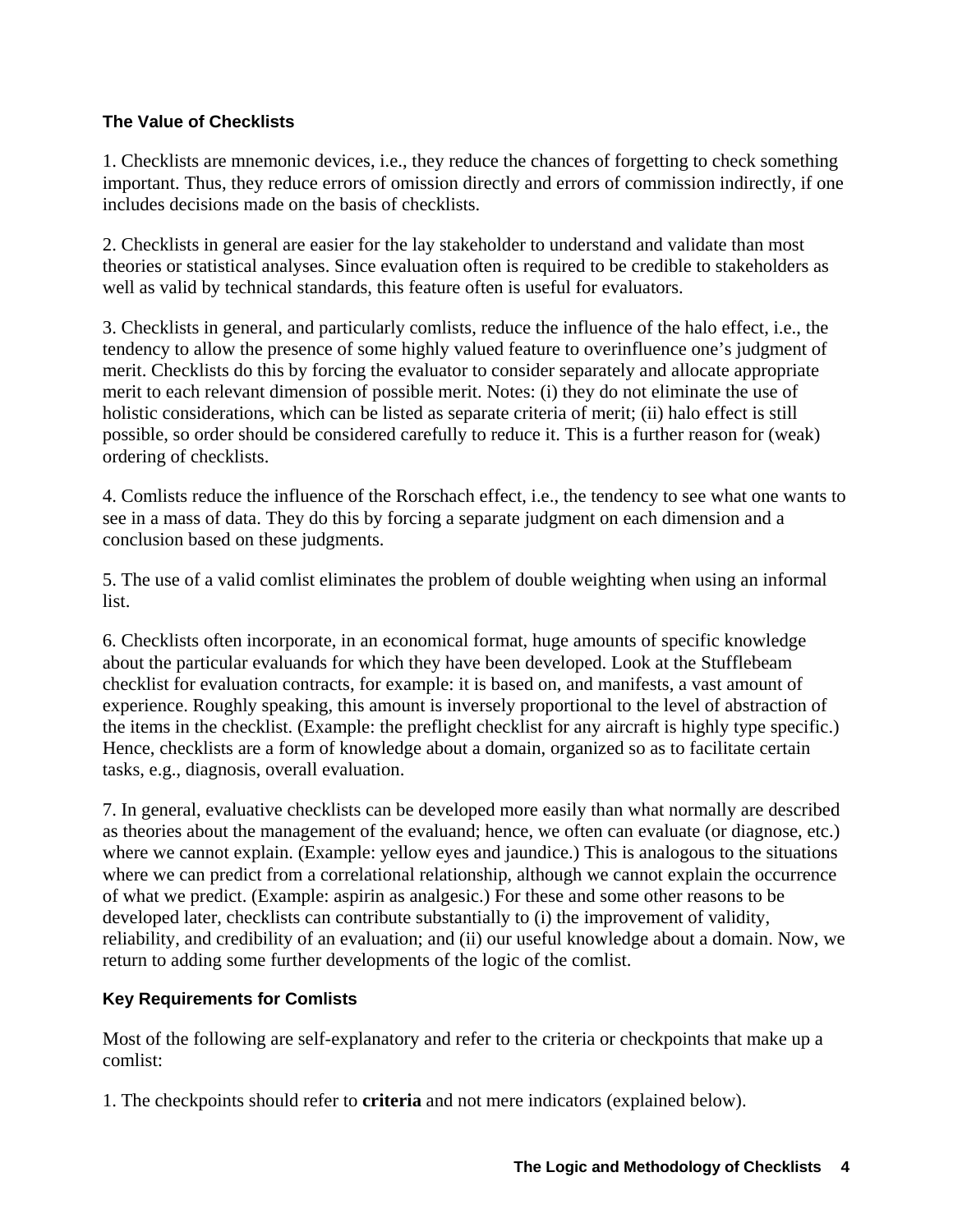### The Value of Checklists

1. Checklists are mnemonic devices, i.e., they reduce the chances of forgetting to check something important. Thus, they reduce errors of omission directly and errors of commission indirectly, if one includes decisions made on the basis of checklists.

2. Checklists in general are easier for the lay stakeholder to understand and validate than most theories or statistical analyses. Since evaluation often is required to be credible to stakeholders as well as valid by technical standards, this feature often is useful for evaluators.

3. Checklists in general, and particularly comlists, reduce the influence of the halo effect, i.e., the tendency to allow the presence of some highly valued feature to overinfluence one's judgment of merit. Checklists do this by forcing the evaluator to consider separately and allocate appropriate merit to each relevant dimension of possible merit. Notes: (i) they do not eliminate the use of holistic considerations, which can be listed as separate criteria of merit; (ii) halo effect is still possible, so order should be considered carefully to reduce it. This is a further reason for (weak) ordering of checklists.

4. Comlists reduce the influence of the Rorschach effect, i.e., the tendency to see what one wants to see in a mass of data. They do this by forcing a separate judgment on each dimension and a conclusion based on these judgments.

5. The use of a valid comlist eliminates the problem of double weighting when using an informal list.

6. Checklists often incorporate, in an economical format, huge amounts of specific knowledge about the particular evaluands for which they have been developed. Look at the Stufflebeam checklist for evaluation contracts, for example: it is based on, and manifests, a vast amount of experience. Roughly speaking, this amount is inversely proportional to the level of abstraction of the items in the checklist. (Example: the preflight checklist for any aircraft is highly type specific.) Hence, checklists are a form of knowledge about a domain, organized so as to facilitate certain tasks, e.g., diagnosis, overall evaluation.

7. In general, evaluative checklists can be developed more easily than what normally are described as theories about the management of the evaluand; hence, we often can evaluate (or diagnose, etc.) where we cannot explain. (Example: yellow eyes and jaundice.) This is analogous to the situations where we can predict from a correlational relationship, although we cannot explain the occurrence of what we predict. (Example: aspirin as analgesic.) For these and some other reasons to be developed later, checklists can contribute substantially to (i) the improvement of validity, reliability, and credibility of an evaluation; and (ii) our useful knowledge about a domain. Now, we return to adding some further developments of the logic of the comlist.

### Key Requirements for Comlists

Most of the following are self-explanatory and refer to the criteria or checkpoints that make up a comlist:

1. The checkpoints should refer to **criteria** and not mere indicators (explained below).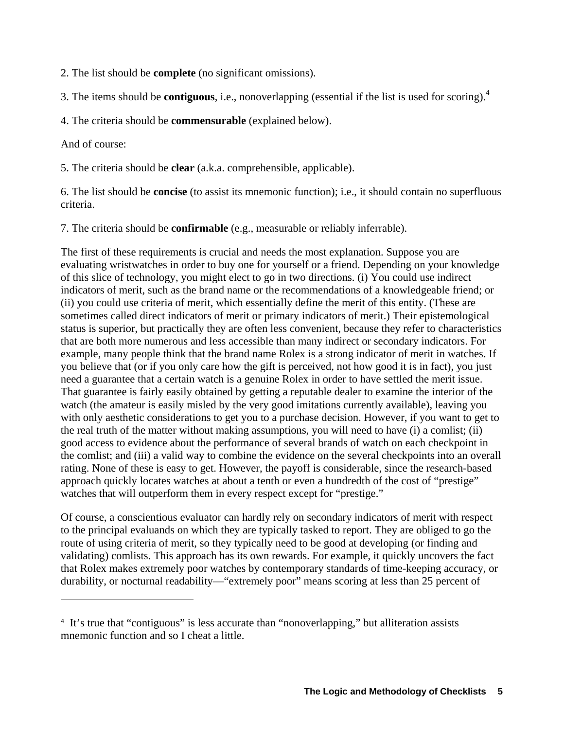2. The list should be **complete** (no significant omissions).

3. The items should be **contiguous**, i.e., nonoverlapping (essential if the list is used for scoring).[4]

4. The criteria should be **commensurable** (explained below).

And of course:

5. The criteria should be **clear** (a.k.a. comprehensible, applicable).

6. The list should be **concise** (to assist its mnemonic function); i.e., it should contain no superfluous criteria.

7. The criteria should be **confirmable** (e.g., measurable or reliably inferrable).

The first of these requirements is crucial and needs the most explanation. Suppose you are evaluating wristwatches in order to buy one for yourself or a friend. Depending on your knowledge of this slice of technology, you might elect to go in two directions. (i) You could use indirect indicators of merit, such as the brand name or the recommendations of a knowledgeable friend; or (ii) you could use criteria of merit, which essentially define the merit of this entity. (These are sometimes called direct indicators of merit or primary indicators of merit.) Their epistemological status is superior, but practically they are often less convenient, because they refer to characteristics that are both more numerous and less accessible than many indirect or secondary indicators. For example, many people think that the brand name Rolex is a strong indicator of merit in watches. If you believe that (or if you only care how the gift is perceived, not how good it is in fact), you just need a guarantee that a certain watch is a genuine Rolex in order to have settled the merit issue. That guarantee is fairly easily obtained by getting a reputable dealer to examine the interior of the watch (the amateur is easily misled by the very good imitations currently available), leaving you with only aesthetic considerations to get you to a purchase decision. However, if you want to get to the real truth of the matter without making assumptions, you will need to have (i) a comlist; (ii) good access to evidence about the performance of several brands of watch on each checkpoint in the comlist; and (iii) a valid way to combine the evidence on the several checkpoints into an overall rating. None of these is easy to get. However, the payoff is considerable, since the research-based approach quickly locates watches at about a tenth or even a hundredth of the cost of "prestige" watches that will outperform them in every respect except for "prestige."

Of course, a conscientious evaluator can hardly rely on secondary indicators of merit with respect to the principal evaluands on which they are typically tasked to report. They are obliged to go the route of using criteria of merit, so they typically need to be good at developing (or finding and validating) comlists. This approach has its own rewards. For example, it quickly uncovers the fact that Rolex makes extremely poor watches by contemporary standards of time-keeping accuracy, or durability, or nocturnal readability—"extremely poor" means scoring at less than 25 percent of

---

[4] It's true that "contiguous" is less accurate than "nonoverlapping," but alliteration assists mnemonic function and so I cheat a little.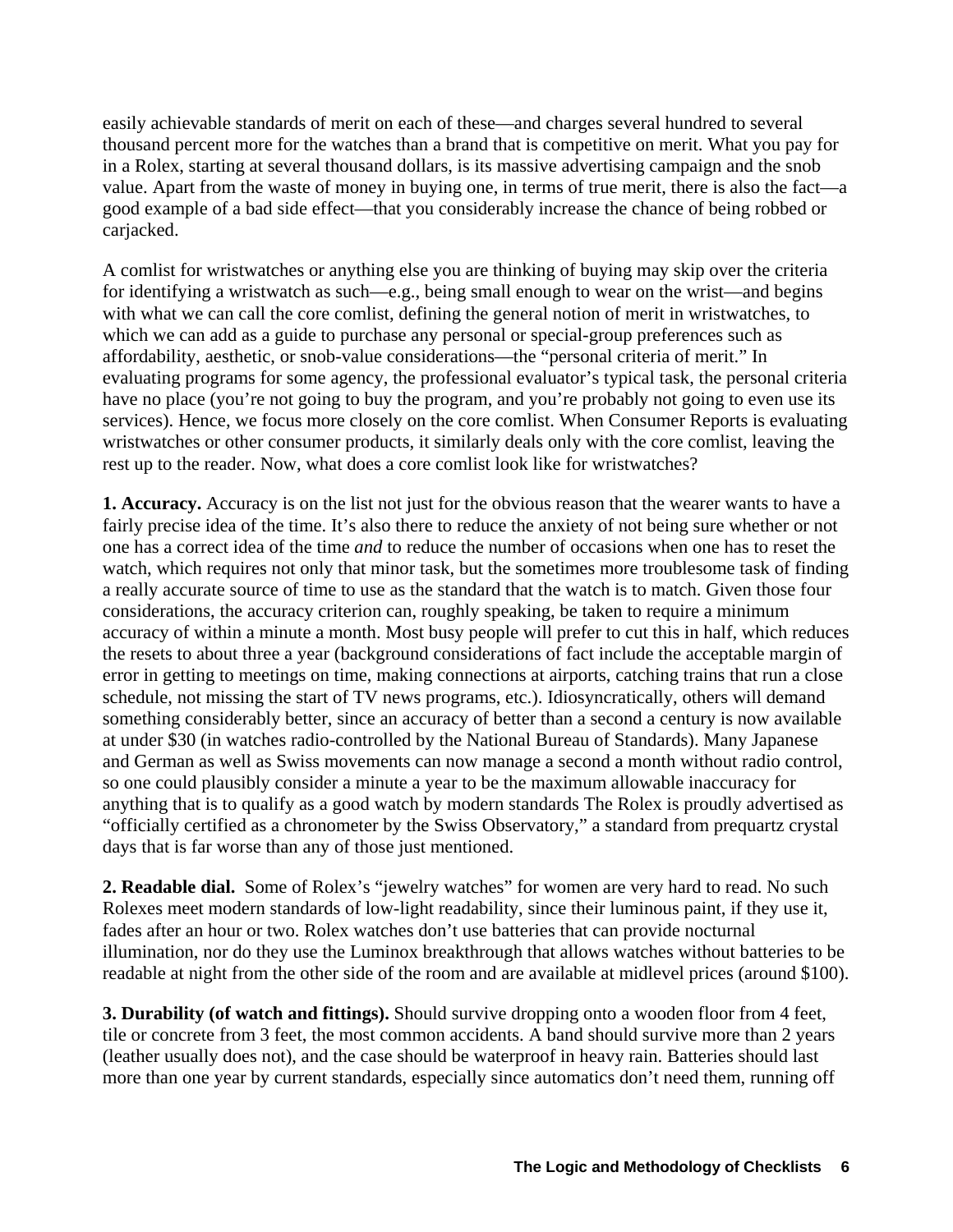easily achievable standards of merit on each of these—and charges several hundred to several thousand percent more for the watches than a brand that is competitive on merit. What you pay for in a Rolex, starting at several thousand dollars, is its massive advertising campaign and the snob value. Apart from the waste of money in buying one, in terms of true merit, there is also the fact—a good example of a bad side effect—that you considerably increase the chance of being robbed or carjacked.

A comlist for wristwatches or anything else you are thinking of buying may skip over the criteria for identifying a wristwatch as such—e.g., being small enough to wear on the wrist—and begins with what we can call the core comlist, defining the general notion of merit in wristwatches, to which we can add as a guide to purchase any personal or special-group preferences such as affordability, aesthetic, or snob-value considerations—the "personal criteria of merit." In evaluating programs for some agency, the professional evaluator's typical task, the personal criteria have no place (you're not going to buy the program, and you're probably not going to even use its services). Hence, we focus more closely on the core comlist. When Consumer Reports is evaluating wristwatches or other consumer products, it similarly deals only with the core comlist, leaving the rest up to the reader. Now, what does a core comlist look like for wristwatches?

**1. Accuracy.** Accuracy is on the list not just for the obvious reason that the wearer wants to have a fairly precise idea of the time. It's also there to reduce the anxiety of not being sure whether or not one has a correct idea of the time *and* to reduce the number of occasions when one has to reset the watch, which requires not only that minor task, but the sometimes more troublesome task of finding a really accurate source of time to use as the standard that the watch is to match. Given those four considerations, the accuracy criterion can, roughly speaking, be taken to require a minimum accuracy of within a minute a month. Most busy people will prefer to cut this in half, which reduces the resets to about three a year (background considerations of fact include the acceptable margin of error in getting to meetings on time, making connections at airports, catching trains that run a close schedule, not missing the start of TV news programs, etc.). Idiosyncratically, others will demand something considerably better, since an accuracy of better than a second a century is now available at under $30 (in watches radio-controlled by the National Bureau of Standards). Many Japanese and German as well as Swiss movements can now manage a second a month without radio control, so one could plausibly consider a minute a year to be the maximum allowable inaccuracy for anything that is to qualify as a good watch by modern standards The Rolex is proudly advertised as "officially certified as a chronometer by the Swiss Observatory," a standard from prequartz crystal days that is far worse than any of those just mentioned.

**2. Readable dial.** Some of Rolex's "jewelry watches" for women are very hard to read. No such Rolexes meet modern standards of low-light readability, since their luminous paint, if they use it, fades after an hour or two. Rolex watches don't use batteries that can provide nocturnal illumination, nor do they use the Luminox breakthrough that allows watches without batteries to be readable at night from the other side of the room and are available at midlevel prices (around $100).

**3. Durability (of watch and fittings).** Should survive dropping onto a wooden floor from 4 feet, tile or concrete from 3 feet, the most common accidents. A band should survive more than 2 years (leather usually does not), and the case should be waterproof in heavy rain. Batteries should last more than one year by current standards, especially since automatics don't need them, running off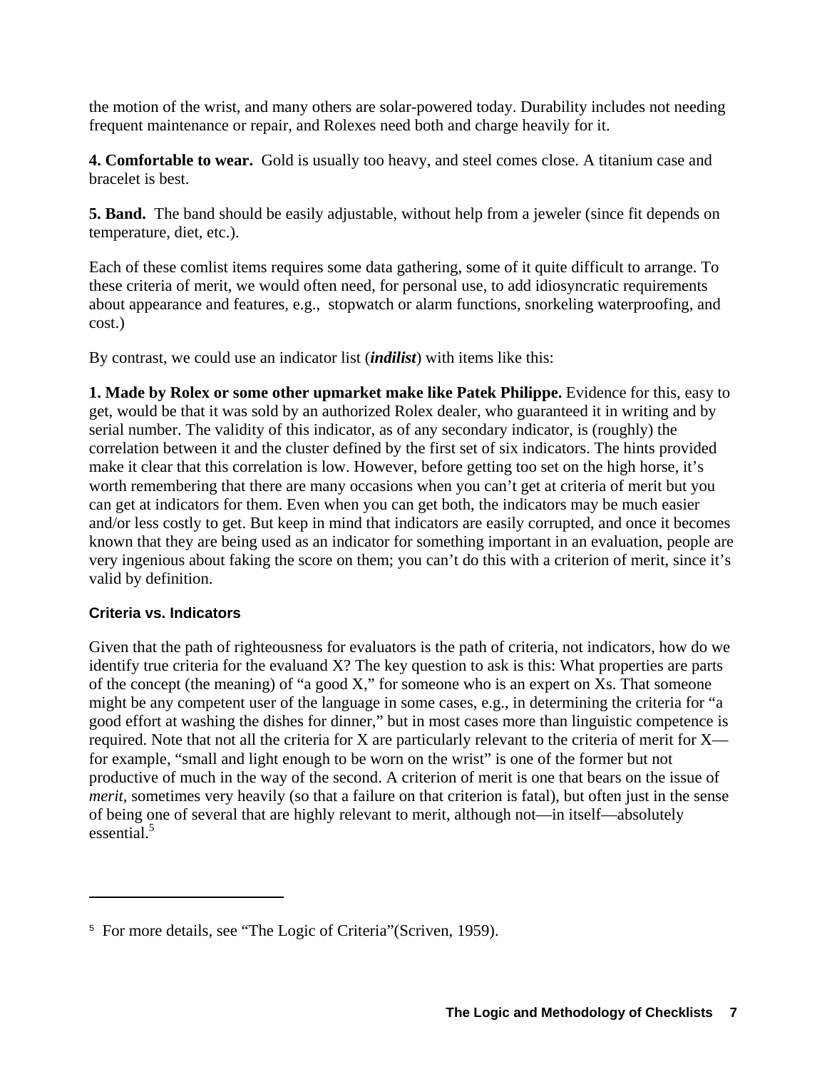the motion of the wrist, and many others are solar-powered today. Durability includes not needing frequent maintenance or repair, and Rolexes need both and charge heavily for it.

**4. Comfortable to wear.** Gold is usually too heavy, and steel comes close. A titanium case and bracelet is best.

**5. Band.** The band should be easily adjustable, without help from a jeweler (since fit depends on temperature, diet, etc.).

Each of these comlist items requires some data gathering, some of it quite difficult to arrange. To these criteria of merit, we would often need, for personal use, to add idiosyncratic requirements about appearance and features, e.g., stopwatch or alarm functions, snorkeling waterproofing, and cost.)

By contrast, we could use an indicator list (***indilist***) with items like this:

**1. Made by Rolex or some other upmarket make like Patek Philippe.** Evidence for this, easy to get, would be that it was sold by an authorized Rolex dealer, who guaranteed it in writing and by serial number. The validity of this indicator, as of any secondary indicator, is (roughly) the correlation between it and the cluster defined by the first set of six indicators. The hints provided make it clear that this correlation is low. However, before getting too set on the high horse, it's worth remembering that there are many occasions when you can't get at criteria of merit but you can get at indicators for them. Even when you can get both, the indicators may be much easier and/or less costly to get. But keep in mind that indicators are easily corrupted, and once it becomes known that they are being used as an indicator for something important in an evaluation, people are very ingenious about faking the score on them; you can't do this with a criterion of merit, since it's valid by definition.

### Criteria vs. Indicators

Given that the path of righteousness for evaluators is the path of criteria, not indicators, how do we identify true criteria for the evaluand X? The key question to ask is this: What properties are parts of the concept (the meaning) of "a good X," for someone who is an expert on Xs. That someone might be any competent user of the language in some cases, e.g., in determining the criteria for "a good effort at washing the dishes for dinner," but in most cases more than linguistic competence is required. Note that not all the criteria for X are particularly relevant to the criteria of merit for X—for example, "small and light enough to be worn on the wrist" is one of the former but not productive of much in the way of the second. A criterion of merit is one that bears on the issue of *merit*, sometimes very heavily (so that a failure on that criterion is fatal), but often just in the sense of being one of several that are highly relevant to merit, although not—in itself—absolutely essential.[5]

---

[5] For more details, see "The Logic of Criteria"(Scriven, 1959).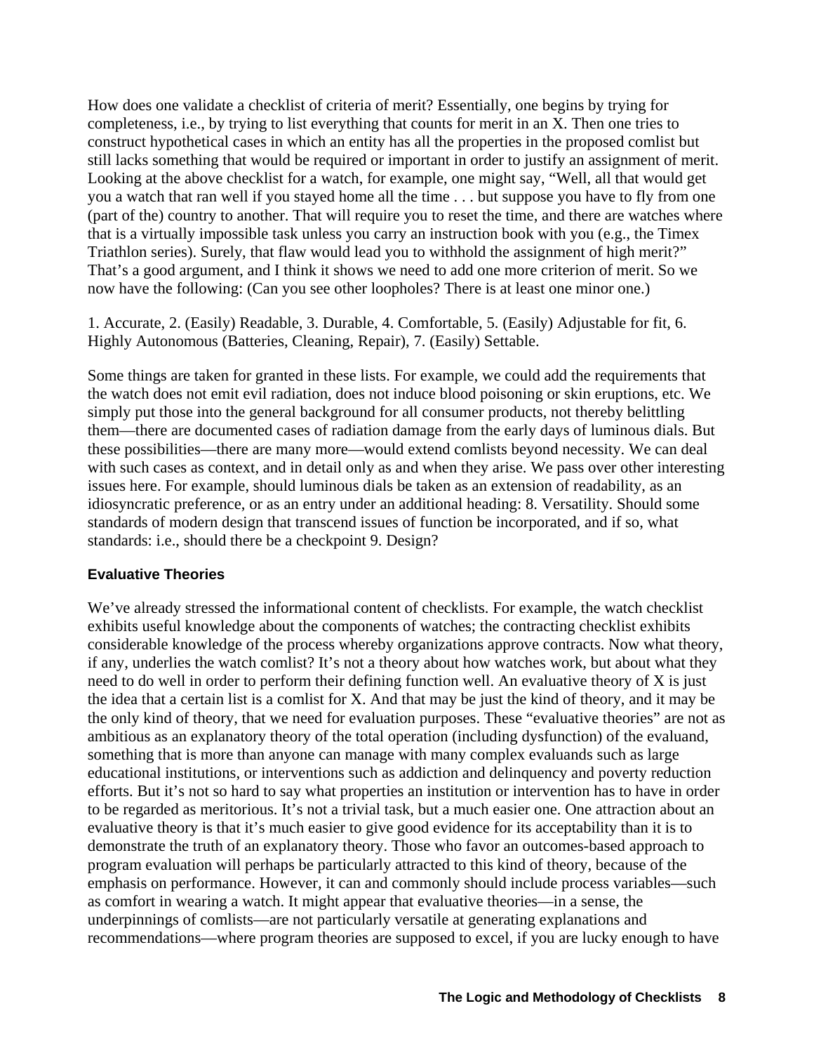How does one validate a checklist of criteria of merit? Essentially, one begins by trying for completeness, i.e., by trying to list everything that counts for merit in an X. Then one tries to construct hypothetical cases in which an entity has all the properties in the proposed comlist but still lacks something that would be required or important in order to justify an assignment of merit. Looking at the above checklist for a watch, for example, one might say, "Well, all that would get you a watch that ran well if you stayed home all the time . . . but suppose you have to fly from one (part of the) country to another. That will require you to reset the time, and there are watches where that is a virtually impossible task unless you carry an instruction book with you (e.g., the Timex Triathlon series). Surely, that flaw would lead you to withhold the assignment of high merit?" That's a good argument, and I think it shows we need to add one more criterion of merit. So we now have the following: (Can you see other loopholes? There is at least one minor one.)

1. Accurate, 2. (Easily) Readable, 3. Durable, 4. Comfortable, 5. (Easily) Adjustable for fit, 6. Highly Autonomous (Batteries, Cleaning, Repair), 7. (Easily) Settable.

Some things are taken for granted in these lists. For example, we could add the requirements that the watch does not emit evil radiation, does not induce blood poisoning or skin eruptions, etc. We simply put those into the general background for all consumer products, not thereby belittling them—there are documented cases of radiation damage from the early days of luminous dials. But these possibilities—there are many more—would extend comlists beyond necessity. We can deal with such cases as context, and in detail only as and when they arise. We pass over other interesting issues here. For example, should luminous dials be taken as an extension of readability, as an idiosyncratic preference, or as an entry under an additional heading: 8. Versatility. Should some standards of modern design that transcend issues of function be incorporated, and if so, what standards: i.e., should there be a checkpoint 9. Design?

### Evaluative Theories

We've already stressed the informational content of checklists. For example, the watch checklist exhibits useful knowledge about the components of watches; the contracting checklist exhibits considerable knowledge of the process whereby organizations approve contracts. Now what theory, if any, underlies the watch comlist? It's not a theory about how watches work, but about what they need to do well in order to perform their defining function well. An evaluative theory of X is just the idea that a certain list is a comlist for X. And that may be just the kind of theory, and it may be the only kind of theory, that we need for evaluation purposes. These "evaluative theories" are not as ambitious as an explanatory theory of the total operation (including dysfunction) of the evaluand, something that is more than anyone can manage with many complex evaluands such as large educational institutions, or interventions such as addiction and delinquency and poverty reduction efforts. But it's not so hard to say what properties an institution or intervention has to have in order to be regarded as meritorious. It's not a trivial task, but a much easier one. One attraction about an evaluative theory is that it's much easier to give good evidence for its acceptability than it is to demonstrate the truth of an explanatory theory. Those who favor an outcomes-based approach to program evaluation will perhaps be particularly attracted to this kind of theory, because of the emphasis on performance. However, it can and commonly should include process variables—such as comfort in wearing a watch. It might appear that evaluative theories—in a sense, the underpinnings of comlists—are not particularly versatile at generating explanations and recommendations—where program theories are supposed to excel, if you are lucky enough to have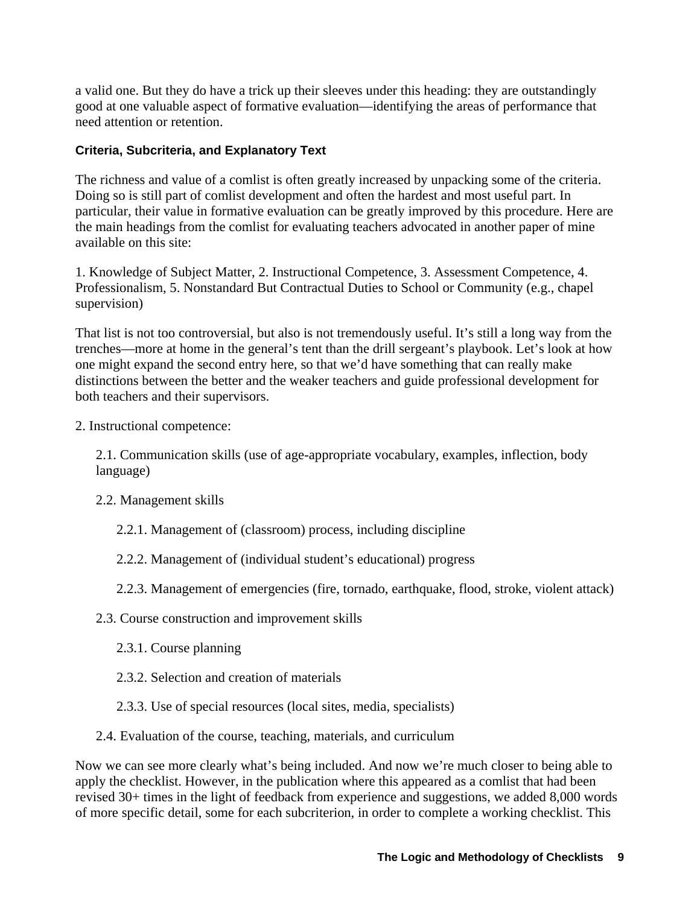a valid one. But they do have a trick up their sleeves under this heading: they are outstandingly good at one valuable aspect of formative evaluation—identifying the areas of performance that need attention or retention.

### Criteria, Subcriteria, and Explanatory Text

The richness and value of a comlist is often greatly increased by unpacking some of the criteria. Doing so is still part of comlist development and often the hardest and most useful part. In particular, their value in formative evaluation can be greatly improved by this procedure. Here are the main headings from the comlist for evaluating teachers advocated in another paper of mine available on this site:

1. Knowledge of Subject Matter, 2. Instructional Competence, 3. Assessment Competence, 4. Professionalism, 5. Nonstandard But Contractual Duties to School or Community (e.g., chapel supervision)

That list is not too controversial, but also is not tremendously useful. It's still a long way from the trenches—more at home in the general's tent than the drill sergeant's playbook. Let's look at how one might expand the second entry here, so that we'd have something that can really make distinctions between the better and the weaker teachers and guide professional development for both teachers and their supervisors.

2. Instructional competence:

  2.1. Communication skills (use of age-appropriate vocabulary, examples, inflection, body language)

  2.2. Management skills

    2.2.1. Management of (classroom) process, including discipline

    2.2.2. Management of (individual student's educational) progress

    2.2.3. Management of emergencies (fire, tornado, earthquake, flood, stroke, violent attack)

  2.3. Course construction and improvement skills

    2.3.1. Course planning

    2.3.2. Selection and creation of materials

    2.3.3. Use of special resources (local sites, media, specialists)

  2.4. Evaluation of the course, teaching, materials, and curriculum

Now we can see more clearly what's being included. And now we're much closer to being able to apply the checklist. However, in the publication where this appeared as a comlist that had been revised 30+ times in the light of feedback from experience and suggestions, we added 8,000 words of more specific detail, some for each subcriterion, in order to complete a working checklist. This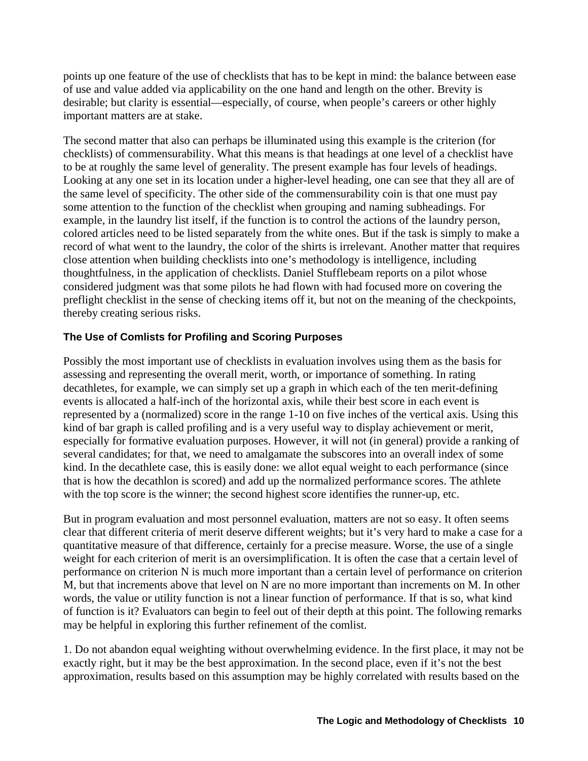points up one feature of the use of checklists that has to be kept in mind: the balance between ease of use and value added via applicability on the one hand and length on the other. Brevity is desirable; but clarity is essential—especially, of course, when people's careers or other highly important matters are at stake.

The second matter that also can perhaps be illuminated using this example is the criterion (for checklists) of commensurability. What this means is that headings at one level of a checklist have to be at roughly the same level of generality. The present example has four levels of headings. Looking at any one set in its location under a higher-level heading, one can see that they all are of the same level of specificity. The other side of the commensurability coin is that one must pay some attention to the function of the checklist when grouping and naming subheadings. For example, in the laundry list itself, if the function is to control the actions of the laundry person, colored articles need to be listed separately from the white ones. But if the task is simply to make a record of what went to the laundry, the color of the shirts is irrelevant. Another matter that requires close attention when building checklists into one's methodology is intelligence, including thoughtfulness, in the application of checklists. Daniel Stufflebeam reports on a pilot whose considered judgment was that some pilots he had flown with had focused more on covering the preflight checklist in the sense of checking items off it, but not on the meaning of the checkpoints, thereby creating serious risks.

### The Use of Comlists for Profiling and Scoring Purposes

Possibly the most important use of checklists in evaluation involves using them as the basis for assessing and representing the overall merit, worth, or importance of something. In rating decathletes, for example, we can simply set up a graph in which each of the ten merit-defining events is allocated a half-inch of the horizontal axis, while their best score in each event is represented by a (normalized) score in the range 1-10 on five inches of the vertical axis. Using this kind of bar graph is called profiling and is a very useful way to display achievement or merit, especially for formative evaluation purposes. However, it will not (in general) provide a ranking of several candidates; for that, we need to amalgamate the subscores into an overall index of some kind. In the decathlete case, this is easily done: we allot equal weight to each performance (since that is how the decathlon is scored) and add up the normalized performance scores. The athlete with the top score is the winner; the second highest score identifies the runner-up, etc.

But in program evaluation and most personnel evaluation, matters are not so easy. It often seems clear that different criteria of merit deserve different weights; but it's very hard to make a case for a quantitative measure of that difference, certainly for a precise measure. Worse, the use of a single weight for each criterion of merit is an oversimplification. It is often the case that a certain level of performance on criterion N is much more important than a certain level of performance on criterion M, but that increments above that level on N are no more important than increments on M. In other words, the value or utility function is not a linear function of performance. If that is so, what kind of function is it? Evaluators can begin to feel out of their depth at this point. The following remarks may be helpful in exploring this further refinement of the comlist.

1. Do not abandon equal weighting without overwhelming evidence. In the first place, it may not be exactly right, but it may be the best approximation. In the second place, even if it's not the best approximation, results based on this assumption may be highly correlated with results based on the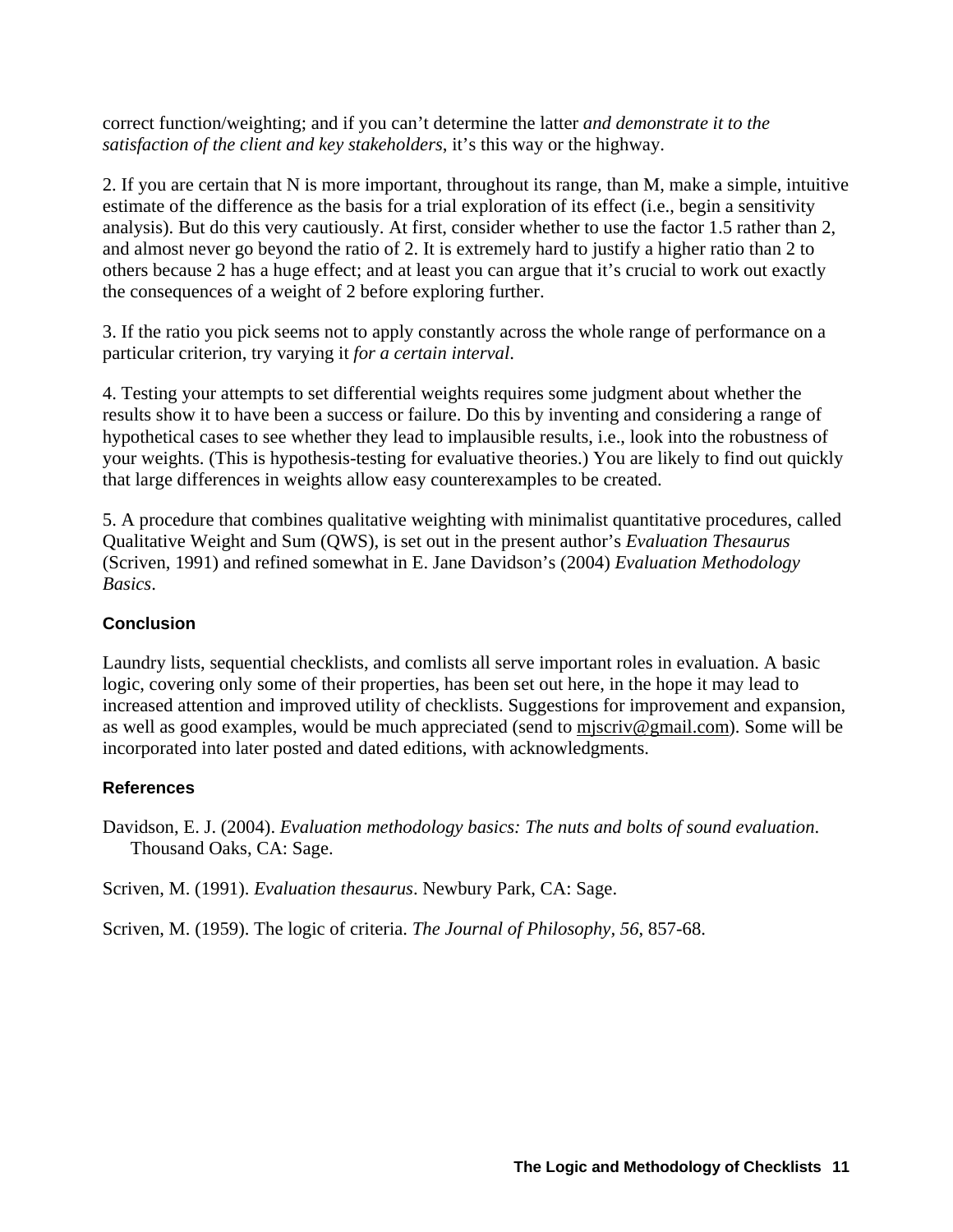correct function/weighting; and if you can't determine the latter *and demonstrate it to the satisfaction of the client and key stakeholders*, it's this way or the highway.

2. If you are certain that N is more important, throughout its range, than M, make a simple, intuitive estimate of the difference as the basis for a trial exploration of its effect (i.e., begin a sensitivity analysis). But do this very cautiously. At first, consider whether to use the factor 1.5 rather than 2, and almost never go beyond the ratio of 2. It is extremely hard to justify a higher ratio than 2 to others because 2 has a huge effect; and at least you can argue that it's crucial to work out exactly the consequences of a weight of 2 before exploring further.

3. If the ratio you pick seems not to apply constantly across the whole range of performance on a particular criterion, try varying it *for a certain interval*.

4. Testing your attempts to set differential weights requires some judgment about whether the results show it to have been a success or failure. Do this by inventing and considering a range of hypothetical cases to see whether they lead to implausible results, i.e., look into the robustness of your weights. (This is hypothesis-testing for evaluative theories.) You are likely to find out quickly that large differences in weights allow easy counterexamples to be created.

5. A procedure that combines qualitative weighting with minimalist quantitative procedures, called Qualitative Weight and Sum (QWS), is set out in the present author's *Evaluation Thesaurus* (Scriven, 1991) and refined somewhat in E. Jane Davidson's (2004) *Evaluation Methodology Basics*.

### Conclusion

Laundry lists, sequential checklists, and comlists all serve important roles in evaluation. A basic logic, covering only some of their properties, has been set out here, in the hope it may lead to increased attention and improved utility of checklists. Suggestions for improvement and expansion, as well as good examples, would be much appreciated (send to mjscriv@gmail.com). Some will be incorporated into later posted and dated editions, with acknowledgments.

### References

Davidson, E. J. (2004). *Evaluation methodology basics: The nuts and bolts of sound evaluation*. Thousand Oaks, CA: Sage.

Scriven, M. (1991). *Evaluation thesaurus*. Newbury Park, CA: Sage.

Scriven, M. (1959). The logic of criteria. *The Journal of Philosophy, 56*, 857-68.